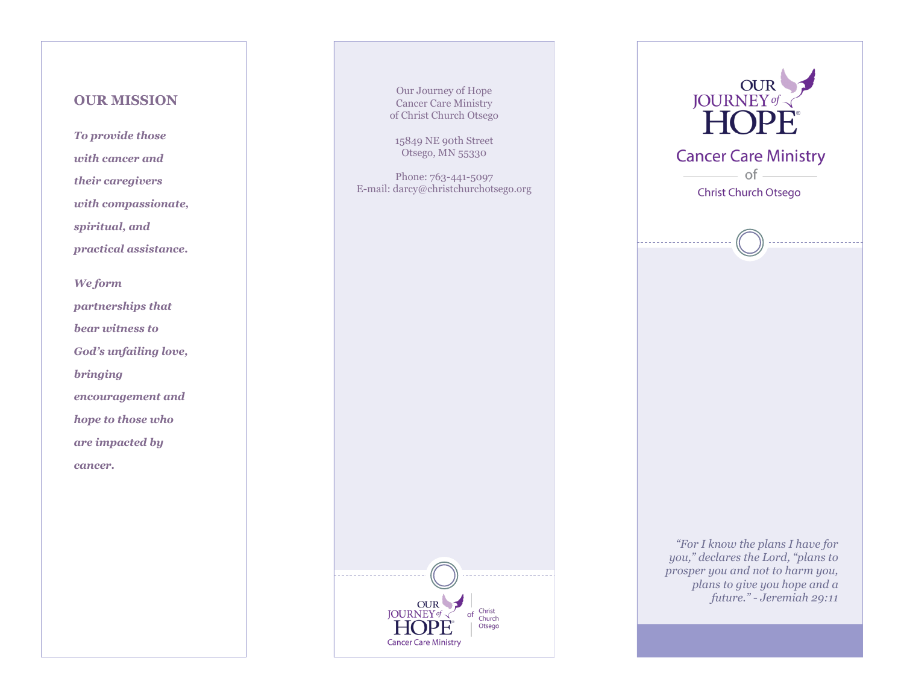## OUR MISSION

***To provide those with cancer and their caregivers with compassionate, spiritual, and practical assistance.***

***We form partnerships that bear witness to God's unfailing love, bringing encouragement and hope to those who are impacted by cancer.***

Our Journey of Hope
Cancer Care Ministry
of Christ Church Otsego

15849 NE 90th Street
Otsego, MN 55330

Phone: 763-441-5097
E-mail: darcy@christchurchotsego.org

OUR JOURNEY of HOPE®
Cancer Care Ministry of Christ Church Otsego

# OUR JOURNEY of HOPE®

## Cancer Care Ministry

of

Christ Church Otsego

*"For I know the plans I have for you," declares the Lord, "plans to prosper you and not to harm you, plans to give you hope and a future." - Jeremiah 29:11*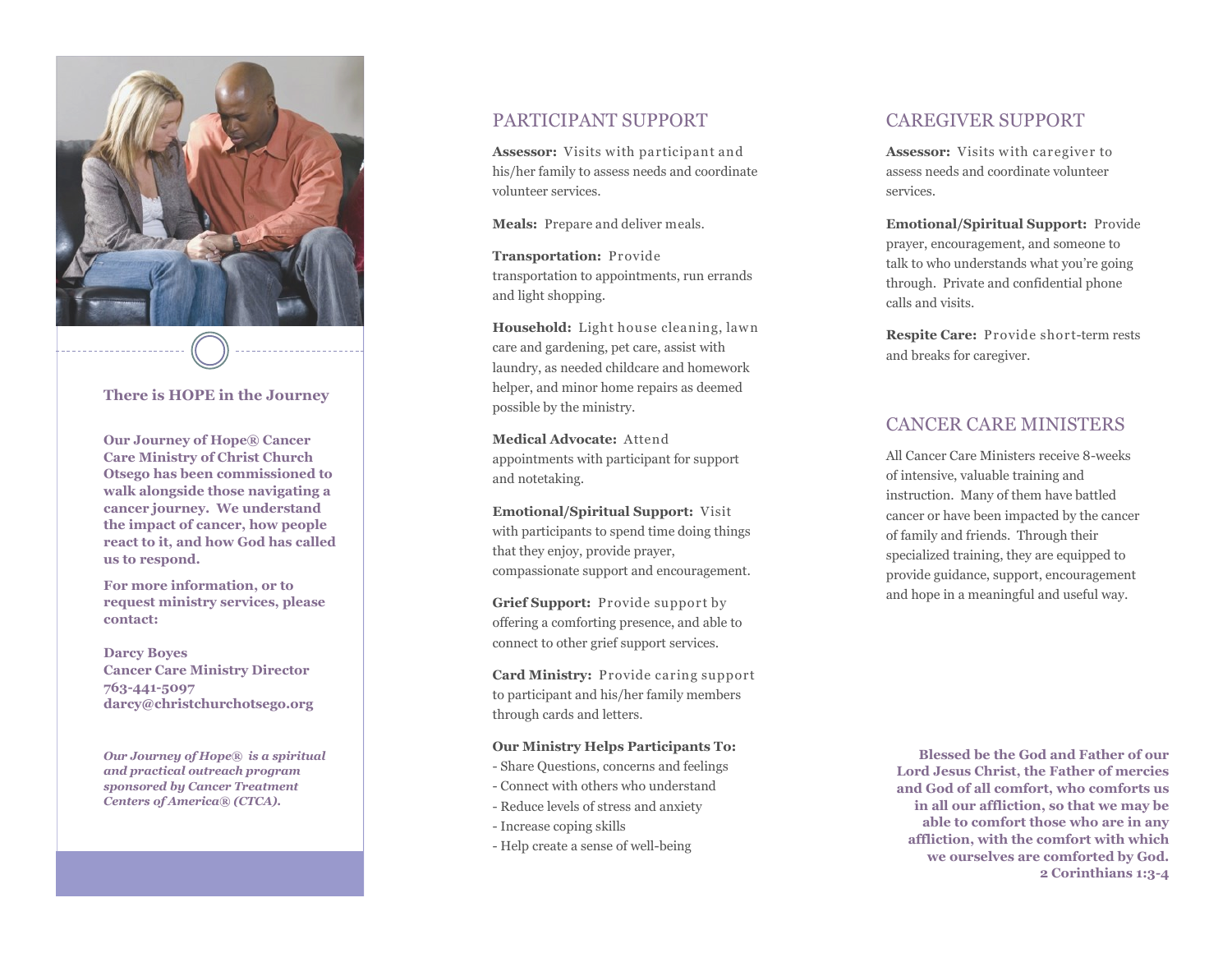**There is HOPE in the Journey**

**Our Journey of Hope® Cancer Care Ministry of Christ Church Otsego has been commissioned to walk alongside those navigating a cancer journey. We understand the impact of cancer, how people react to it, and how God has called us to respond.**

**For more information, or to request ministry services, please contact:**

**Darcy Boyes**
**Cancer Care Ministry Director**
**763-441-5097**
**darcy@christchurchotsego.org**

***Our Journey of Hope® is a spiritual and practical outreach program sponsored by Cancer Treatment Centers of America® (CTCA).***

## PARTICIPANT SUPPORT

**Assessor:** Visits with participant and his/her family to assess needs and coordinate volunteer services.

**Meals:** Prepare and deliver meals.

**Transportation:** Provide transportation to appointments, run errands and light shopping.

**Household:** Light house cleaning, lawn care and gardening, pet care, assist with laundry, as needed childcare and homework helper, and minor home repairs as deemed possible by the ministry.

**Medical Advocate:** Attend appointments with participant for support and notetaking.

**Emotional/Spiritual Support:** Visit with participants to spend time doing things that they enjoy, provide prayer, compassionate support and encouragement.

**Grief Support:** Provide support by offering a comforting presence, and able to connect to other grief support services.

**Card Ministry:** Provide caring support to participant and his/her family members through cards and letters.

**Our Ministry Helps Participants To:**
- Share Questions, concerns and feelings
- Connect with others who understand
- Reduce levels of stress and anxiety
- Increase coping skills
- Help create a sense of well-being

## CAREGIVER SUPPORT

**Assessor:** Visits with caregiver to assess needs and coordinate volunteer services.

**Emotional/Spiritual Support:** Provide prayer, encouragement, and someone to talk to who understands what you're going through. Private and confidential phone calls and visits.

**Respite Care:** Provide short-term rests and breaks for caregiver.

## CANCER CARE MINISTERS

All Cancer Care Ministers receive 8-weeks of intensive, valuable training and instruction. Many of them have battled cancer or have been impacted by the cancer of family and friends. Through their specialized training, they are equipped to provide guidance, support, encouragement and hope in a meaningful and useful way.

**Blessed be the God and Father of our Lord Jesus Christ, the Father of mercies and God of all comfort, who comforts us in all our affliction, so that we may be able to comfort those who are in any affliction, with the comfort with which we ourselves are comforted by God.**
**2 Corinthians 1:3-4**